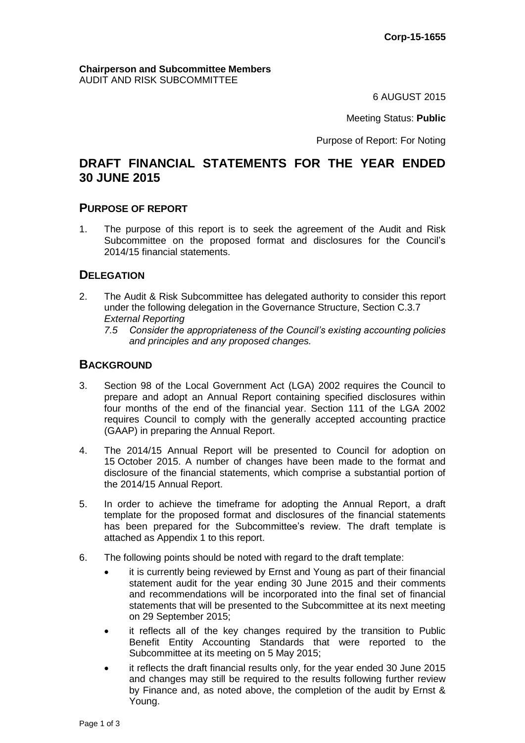**Corp-15-1655**

**Chairperson and Subcommittee Members**
AUDIT AND RISK SUBCOMMITTEE

6 AUGUST 2015

Meeting Status: **Public**

Purpose of Report: For Noting

# DRAFT FINANCIAL STATEMENTS FOR THE YEAR ENDED 30 JUNE 2015

## PURPOSE OF REPORT

1. The purpose of this report is to seek the agreement of the Audit and Risk Subcommittee on the proposed format and disclosures for the Council's 2014/15 financial statements.

## DELEGATION

2. The Audit & Risk Subcommittee has delegated authority to consider this report under the following delegation in the Governance Structure, Section C.3.7
   *External Reporting*
   *7.5 Consider the appropriateness of the Council's existing accounting policies and principles and any proposed changes.*

## BACKGROUND

3. Section 98 of the Local Government Act (LGA) 2002 requires the Council to prepare and adopt an Annual Report containing specified disclosures within four months of the end of the financial year. Section 111 of the LGA 2002 requires Council to comply with the generally accepted accounting practice (GAAP) in preparing the Annual Report.

4. The 2014/15 Annual Report will be presented to Council for adoption on 15 October 2015. A number of changes have been made to the format and disclosure of the financial statements, which comprise a substantial portion of the 2014/15 Annual Report.

5. In order to achieve the timeframe for adopting the Annual Report, a draft template for the proposed format and disclosures of the financial statements has been prepared for the Subcommittee's review. The draft template is attached as Appendix 1 to this report.

6. The following points should be noted with regard to the draft template:
   - it is currently being reviewed by Ernst and Young as part of their financial statement audit for the year ending 30 June 2015 and their comments and recommendations will be incorporated into the final set of financial statements that will be presented to the Subcommittee at its next meeting on 29 September 2015;
   - it reflects all of the key changes required by the transition to Public Benefit Entity Accounting Standards that were reported to the Subcommittee at its meeting on 5 May 2015;
   - it reflects the draft financial results only, for the year ended 30 June 2015 and changes may still be required to the results following further review by Finance and, as noted above, the completion of the audit by Ernst & Young.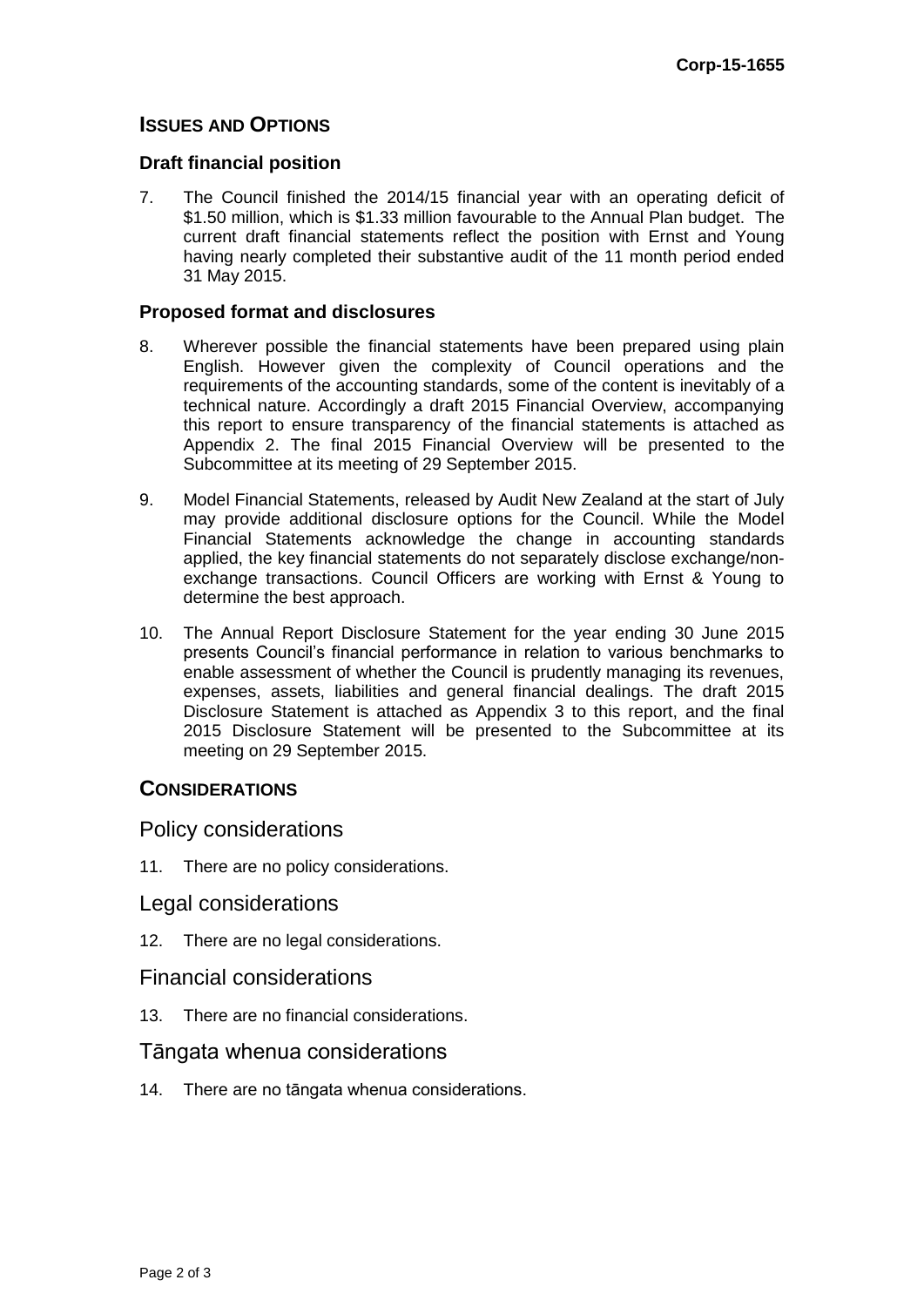## ISSUES AND OPTIONS

### Draft financial position

7. The Council finished the 2014/15 financial year with an operating deficit of $1.50 million, which is $1.33 million favourable to the Annual Plan budget. The current draft financial statements reflect the position with Ernst and Young having nearly completed their substantive audit of the 11 month period ended 31 May 2015.

### Proposed format and disclosures

8. Wherever possible the financial statements have been prepared using plain English. However given the complexity of Council operations and the requirements of the accounting standards, some of the content is inevitably of a technical nature. Accordingly a draft 2015 Financial Overview, accompanying this report to ensure transparency of the financial statements is attached as Appendix 2. The final 2015 Financial Overview will be presented to the Subcommittee at its meeting of 29 September 2015.

9. Model Financial Statements, released by Audit New Zealand at the start of July may provide additional disclosure options for the Council. While the Model Financial Statements acknowledge the change in accounting standards applied, the key financial statements do not separately disclose exchange/non-exchange transactions. Council Officers are working with Ernst & Young to determine the best approach.

10. The Annual Report Disclosure Statement for the year ending 30 June 2015 presents Council's financial performance in relation to various benchmarks to enable assessment of whether the Council is prudently managing its revenues, expenses, assets, liabilities and general financial dealings. The draft 2015 Disclosure Statement is attached as Appendix 3 to this report, and the final 2015 Disclosure Statement will be presented to the Subcommittee at its meeting on 29 September 2015.

## CONSIDERATIONS

### Policy considerations

11. There are no policy considerations.

### Legal considerations

12. There are no legal considerations.

### Financial considerations

13. There are no financial considerations.

### Tāngata whenua considerations

14. There are no tāngata whenua considerations.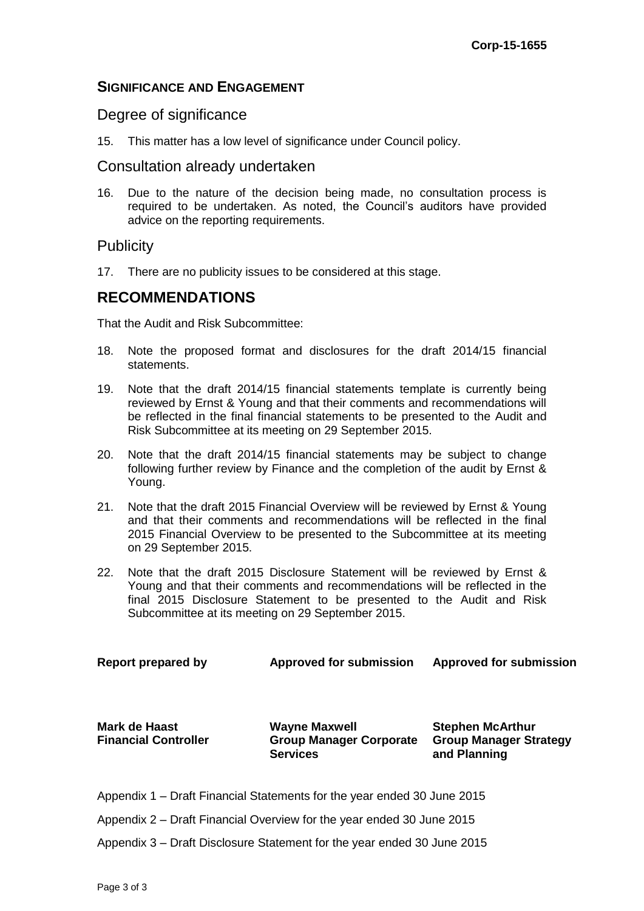Corp-15-1655

## SIGNIFICANCE AND ENGAGEMENT

### Degree of significance

15. This matter has a low level of significance under Council policy.

### Consultation already undertaken

16. Due to the nature of the decision being made, no consultation process is required to be undertaken. As noted, the Council's auditors have provided advice on the reporting requirements.

### Publicity

17. There are no publicity issues to be considered at this stage.

## RECOMMENDATIONS

That the Audit and Risk Subcommittee:

18. Note the proposed format and disclosures for the draft 2014/15 financial statements.

19. Note that the draft 2014/15 financial statements template is currently being reviewed by Ernst & Young and that their comments and recommendations will be reflected in the final financial statements to be presented to the Audit and Risk Subcommittee at its meeting on 29 September 2015.

20. Note that the draft 2014/15 financial statements may be subject to change following further review by Finance and the completion of the audit by Ernst & Young.

21. Note that the draft 2015 Financial Overview will be reviewed by Ernst & Young and that their comments and recommendations will be reflected in the final 2015 Financial Overview to be presented to the Subcommittee at its meeting on 29 September 2015.

22. Note that the draft 2015 Disclosure Statement will be reviewed by Ernst & Young and that their comments and recommendations will be reflected in the final 2015 Disclosure Statement to be presented to the Audit and Risk Subcommittee at its meeting on 29 September 2015.

| Report prepared by | Approved for submission | Approved for submission |
|---|---|---|
| **Mark de Haast** <br> **Financial Controller** | **Wayne Maxwell** <br> **Group Manager Corporate Services** | **Stephen McArthur** <br> **Group Manager Strategy and Planning** |

Appendix 1 – Draft Financial Statements for the year ended 30 June 2015

Appendix 2 – Draft Financial Overview for the year ended 30 June 2015

Appendix 3 – Draft Disclosure Statement for the year ended 30 June 2015